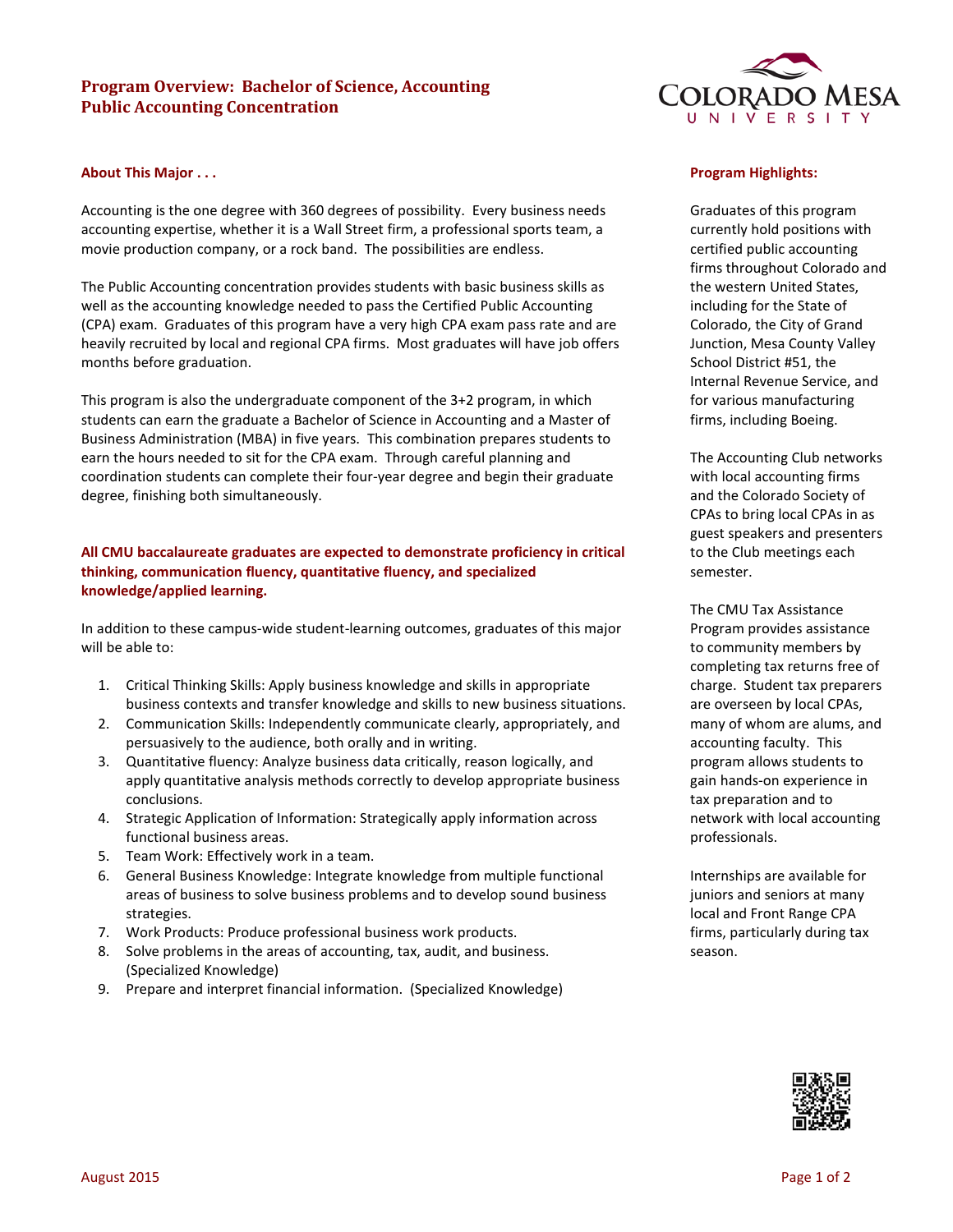# Program Overview: Bachelor of Science, Accounting
## Public Accounting Concentration

### About This Major . . .

Accounting is the one degree with 360 degrees of possibility. Every business needs accounting expertise, whether it is a Wall Street firm, a professional sports team, a movie production company, or a rock band. The possibilities are endless.

The Public Accounting concentration provides students with basic business skills as well as the accounting knowledge needed to pass the Certified Public Accounting (CPA) exam. Graduates of this program have a very high CPA exam pass rate and are heavily recruited by local and regional CPA firms. Most graduates will have job offers months before graduation.

This program is also the undergraduate component of the 3+2 program, in which students can earn the graduate a Bachelor of Science in Accounting and a Master of Business Administration (MBA) in five years. This combination prepares students to earn the hours needed to sit for the CPA exam. Through careful planning and coordination students can complete their four-year degree and begin their graduate degree, finishing both simultaneously.

**All CMU baccalaureate graduates are expected to demonstrate proficiency in critical thinking, communication fluency, quantitative fluency, and specialized knowledge/applied learning.**

In addition to these campus-wide student-learning outcomes, graduates of this major will be able to:

1. Critical Thinking Skills: Apply business knowledge and skills in appropriate business contexts and transfer knowledge and skills to new business situations.
2. Communication Skills: Independently communicate clearly, appropriately, and persuasively to the audience, both orally and in writing.
3. Quantitative fluency: Analyze business data critically, reason logically, and apply quantitative analysis methods correctly to develop appropriate business conclusions.
4. Strategic Application of Information: Strategically apply information across functional business areas.
5. Team Work: Effectively work in a team.
6. General Business Knowledge: Integrate knowledge from multiple functional areas of business to solve business problems and to develop sound business strategies.
7. Work Products: Produce professional business work products.
8. Solve problems in the areas of accounting, tax, audit, and business. (Specialized Knowledge)
9. Prepare and interpret financial information. (Specialized Knowledge)

### Program Highlights:

Graduates of this program currently hold positions with certified public accounting firms throughout Colorado and the western United States, including for the State of Colorado, the City of Grand Junction, Mesa County Valley School District #51, the Internal Revenue Service, and for various manufacturing firms, including Boeing.

The Accounting Club networks with local accounting firms and the Colorado Society of CPAs to bring local CPAs in as guest speakers and presenters to the Club meetings each semester.

The CMU Tax Assistance Program provides assistance to community members by completing tax returns free of charge. Student tax preparers are overseen by local CPAs, many of whom are alums, and accounting faculty. This program allows students to gain hands-on experience in tax preparation and to network with local accounting professionals.

Internships are available for juniors and seniors at many local and Front Range CPA firms, particularly during tax season.

August 2015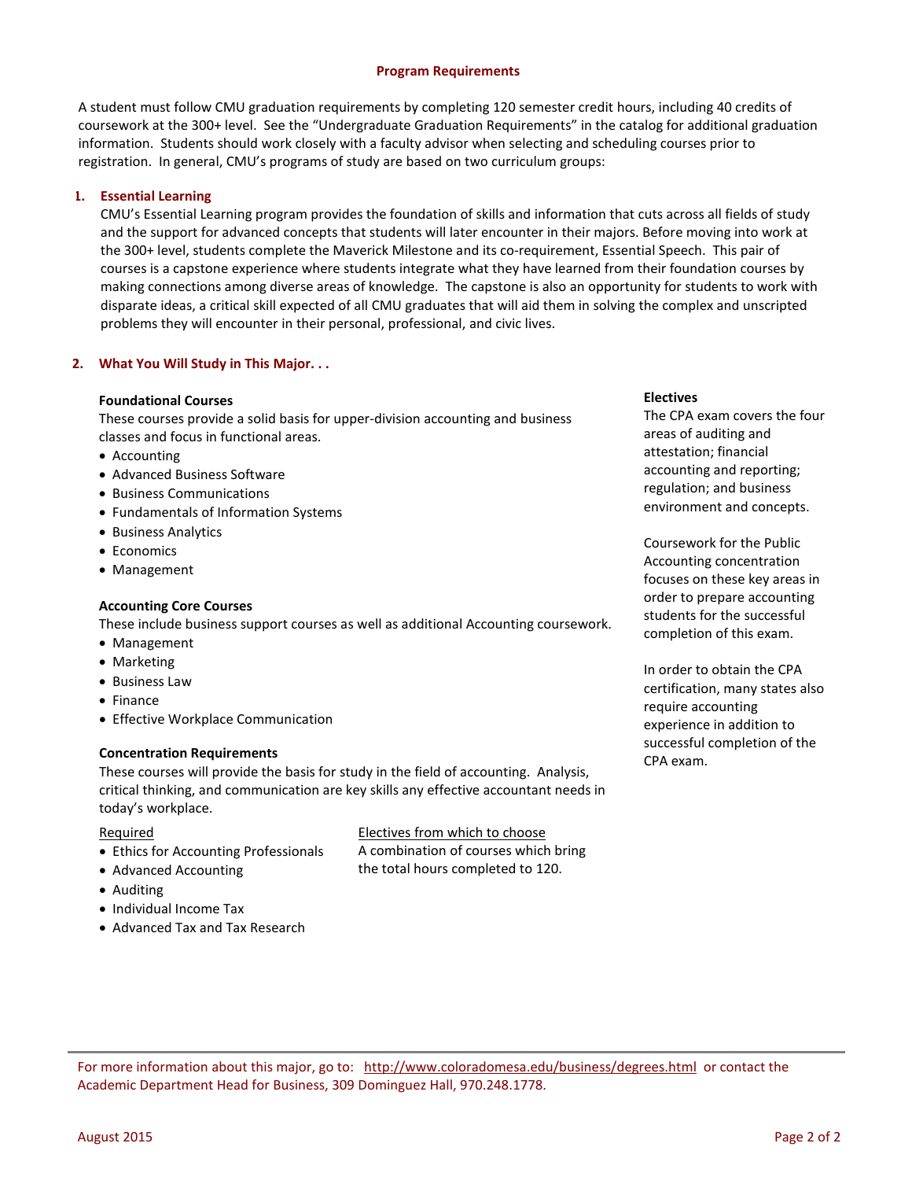## Program Requirements

A student must follow CMU graduation requirements by completing 120 semester credit hours, including 40 credits of coursework at the 300+ level. See the "Undergraduate Graduation Requirements" in the catalog for additional graduation information. Students should work closely with a faculty advisor when selecting and scheduling courses prior to registration. In general, CMU's programs of study are based on two curriculum groups:

### 1. Essential Learning

CMU's Essential Learning program provides the foundation of skills and information that cuts across all fields of study and the support for advanced concepts that students will later encounter in their majors. Before moving into work at the 300+ level, students complete the Maverick Milestone and its co-requirement, Essential Speech. This pair of courses is a capstone experience where students integrate what they have learned from their foundation courses by making connections among diverse areas of knowledge. The capstone is also an opportunity for students to work with disparate ideas, a critical skill expected of all CMU graduates that will aid them in solving the complex and unscripted problems they will encounter in their personal, professional, and civic lives.

### 2. What You Will Study in This Major. . .

**Foundational Courses**

These courses provide a solid basis for upper-division accounting and business classes and focus in functional areas.

- Accounting
- Advanced Business Software
- Business Communications
- Fundamentals of Information Systems
- Business Analytics
- Economics
- Management

**Accounting Core Courses**

These include business support courses as well as additional Accounting coursework.

- Management
- Marketing
- Business Law
- Finance
- Effective Workplace Communication

**Concentration Requirements**

These courses will provide the basis for study in the field of accounting. Analysis, critical thinking, and communication are key skills any effective accountant needs in today's workplace.

Required

- Ethics for Accounting Professionals
- Advanced Accounting
- Auditing
- Individual Income Tax
- Advanced Tax and Tax Research

Electives from which to choose

A combination of courses which bring the total hours completed to 120.

**Electives**

The CPA exam covers the four areas of auditing and attestation; financial accounting and reporting; regulation; and business environment and concepts.

Coursework for the Public Accounting concentration focuses on these key areas in order to prepare accounting students for the successful completion of this exam.

In order to obtain the CPA certification, many states also require accounting experience in addition to successful completion of the CPA exam.

---

For more information about this major, go to: http://www.coloradomesa.edu/business/degrees.html or contact the Academic Department Head for Business, 309 Dominguez Hall, 970.248.1778.

August 2015